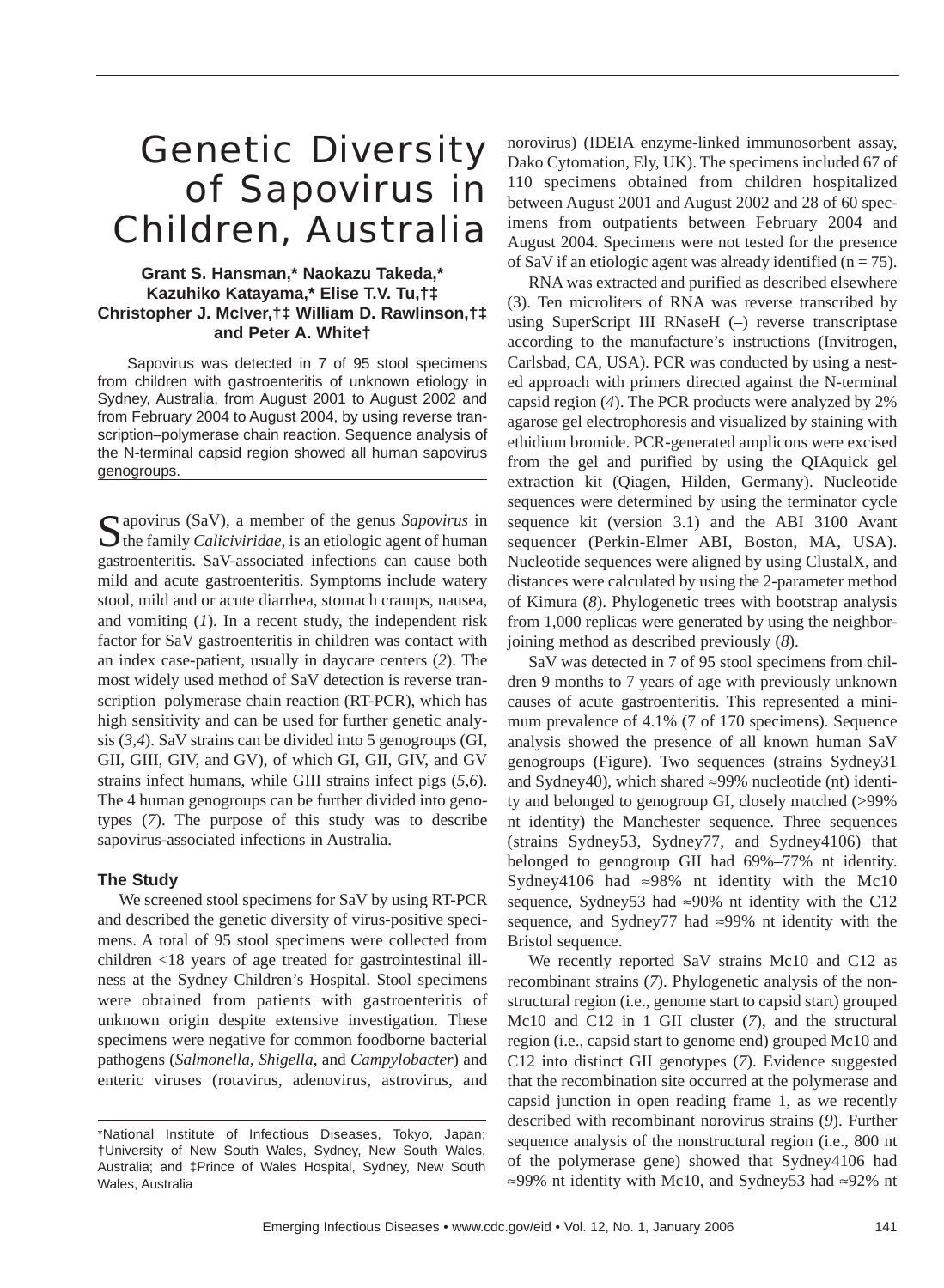# Genetic Diversity of Sapovirus in Children, Australia

**Grant S. Hansman,* Naokazu Takeda,* Kazuhiko Katayama,* Elise T.V. Tu,†‡ Christopher J. McIver,†‡ William D. Rawlinson,†‡ and Peter A. White†**

Sapovirus was detected in 7 of 95 stool specimens from children with gastroenteritis of unknown etiology in Sydney, Australia, from August 2001 to August 2002 and from February 2004 to August 2004, by using reverse transcription–polymerase chain reaction. Sequence analysis of the N-terminal capsid region showed all human sapovirus genogroups.

Sapovirus (SaV), a member of the genus *Sapovirus* in the family *Caliciviridae*, is an etiologic agent of human gastroenteritis. SaV-associated infections can cause both mild and acute gastroenteritis. Symptoms include watery stool, mild and or acute diarrhea, stomach cramps, nausea, and vomiting (*1*). In a recent study, the independent risk factor for SaV gastroenteritis in children was contact with an index case-patient, usually in daycare centers (*2*). The most widely used method of SaV detection is reverse transcription–polymerase chain reaction (RT-PCR), which has high sensitivity and can be used for further genetic analysis (*3,4*). SaV strains can be divided into 5 genogroups (GI, GII, GIII, GIV, and GV), of which GI, GII, GIV, and GV strains infect humans, while GIII strains infect pigs (*5,6*). The 4 human genogroups can be further divided into genotypes (*7*). The purpose of this study was to describe sapovirus-associated infections in Australia.

## The Study

We screened stool specimens for SaV by using RT-PCR and described the genetic diversity of virus-positive specimens. A total of 95 stool specimens were collected from children <18 years of age treated for gastrointestinal illness at the Sydney Children's Hospital. Stool specimens were obtained from patients with gastroenteritis of unknown origin despite extensive investigation. These specimens were negative for common foodborne bacterial pathogens (*Salmonella*, *Shigella*, and *Campylobacter*) and enteric viruses (rotavirus, adenovirus, astrovirus, and norovirus) (IDEIA enzyme-linked immunosorbent assay, Dako Cytomation, Ely, UK). The specimens included 67 of 110 specimens obtained from children hospitalized between August 2001 and August 2002 and 28 of 60 specimens from outpatients between February 2004 and August 2004. Specimens were not tested for the presence of SaV if an etiologic agent was already identified (n = 75).

RNA was extracted and purified as described elsewhere (3). Ten microliters of RNA was reverse transcribed by using SuperScript III RNaseH (–) reverse transcriptase according to the manufacture's instructions (Invitrogen, Carlsbad, CA, USA). PCR was conducted by using a nested approach with primers directed against the N-terminal capsid region (*4*). The PCR products were analyzed by 2% agarose gel electrophoresis and visualized by staining with ethidium bromide. PCR-generated amplicons were excised from the gel and purified by using the QIAquick gel extraction kit (Qiagen, Hilden, Germany). Nucleotide sequences were determined by using the terminator cycle sequence kit (version 3.1) and the ABI 3100 Avant sequencer (Perkin-Elmer ABI, Boston, MA, USA). Nucleotide sequences were aligned by using ClustalX, and distances were calculated by using the 2-parameter method of Kimura (*8*). Phylogenetic trees with bootstrap analysis from 1,000 replicas were generated by using the neighbor-joining method as described previously (*8*).

SaV was detected in 7 of 95 stool specimens from children 9 months to 7 years of age with previously unknown causes of acute gastroenteritis. This represented a minimum prevalence of 4.1% (7 of 170 specimens). Sequence analysis showed the presence of all known human SaV genogroups (Figure). Two sequences (strains Sydney31 and Sydney40), which shared ≈99% nucleotide (nt) identity and belonged to genogroup GI, closely matched (>99% nt identity) the Manchester sequence. Three sequences (strains Sydney53, Sydney77, and Sydney4106) that belonged to genogroup GII had 69%–77% nt identity. Sydney4106 had ≈98% nt identity with the Mc10 sequence, Sydney53 had ≈90% nt identity with the C12 sequence, and Sydney77 had ≈99% nt identity with the Bristol sequence.

We recently reported SaV strains Mc10 and C12 as recombinant strains (*7*). Phylogenetic analysis of the nonstructural region (i.e., genome start to capsid start) grouped Mc10 and C12 in 1 GII cluster (*7*), and the structural region (i.e., capsid start to genome end) grouped Mc10 and C12 into distinct GII genotypes (*7*). Evidence suggested that the recombination site occurred at the polymerase and capsid junction in open reading frame 1, as we recently described with recombinant norovirus strains (*9*). Further sequence analysis of the nonstructural region (i.e., 800 nt of the polymerase gene) showed that Sydney4106 had ≈99% nt identity with Mc10, and Sydney53 had ≈92% nt

---

*National Institute of Infectious Diseases, Tokyo, Japan; †University of New South Wales, Sydney, New South Wales, Australia; and ‡Prince of Wales Hospital, Sydney, New South Wales, Australia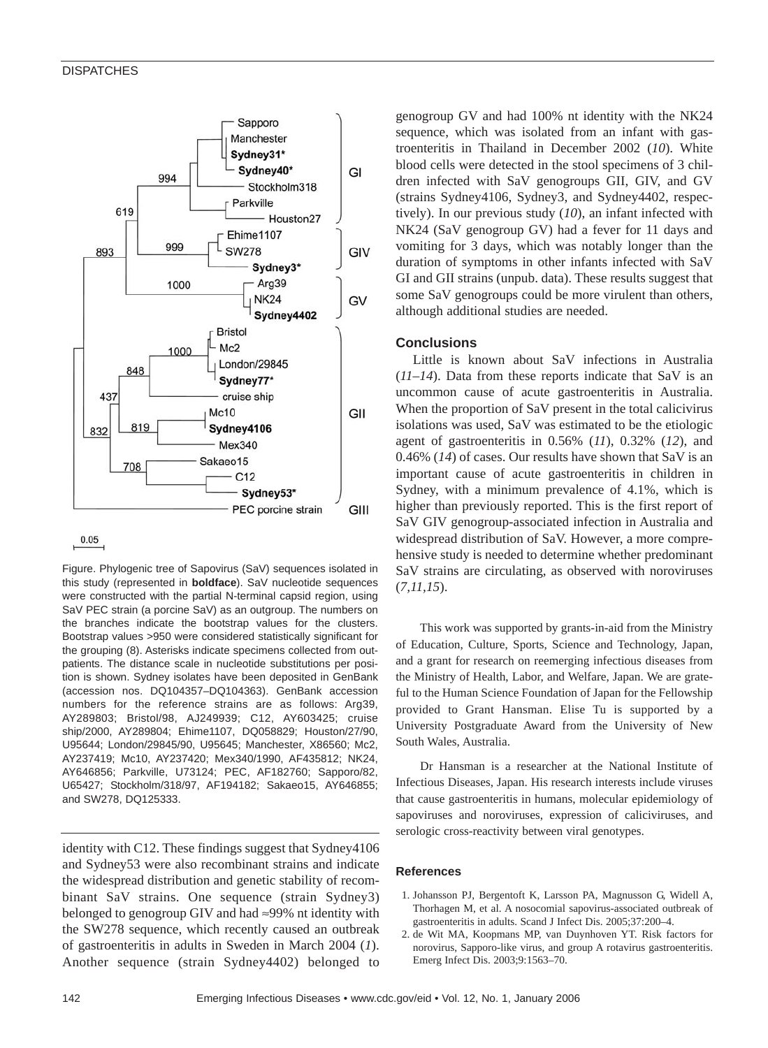Figure. Phylogenic tree of Sapovirus (SaV) sequences isolated in this study (represented in **boldface**). SaV nucleotide sequences were constructed with the partial N-terminal capsid region, using SaV PEC strain (a porcine SaV) as an outgroup. The numbers on the branches indicate the bootstrap values for the clusters. Bootstrap values >950 were considered statistically significant for the grouping (8). Asterisks indicate specimens collected from outpatients. The distance scale in nucleotide substitutions per position is shown. Sydney isolates have been deposited in GenBank (accession nos. DQ104357–DQ104363). GenBank accession numbers for the reference strains are as follows: Arg39, AY289803; Bristol/98, AJ249939; C12, AY603425; cruise ship/2000, AY289804; Ehime1107, DQ058829; Houston/27/90, U95644; London/29845/90, U95645; Manchester, X86560; Mc2, AY237419; Mc10, AY237420; Mex340/1990, AF435812; NK24, AY646856; Parkville, U73124; PEC, AF182760; Sapporo/82, U65427; Stockholm/318/97, AF194182; Sakaeo15, AY646855; and SW278, DQ125333.

identity with C12. These findings suggest that Sydney4106 and Sydney53 were also recombinant strains and indicate the widespread distribution and genetic stability of recombinant SaV strains. One sequence (strain Sydney3) belonged to genogroup GIV and had ≈99% nt identity with the SW278 sequence, which recently caused an outbreak of gastroenteritis in adults in Sweden in March 2004 (*1*). Another sequence (strain Sydney4402) belonged to genogroup GV and had 100% nt identity with the NK24 sequence, which was isolated from an infant with gastroenteritis in Thailand in December 2002 (*10*). White blood cells were detected in the stool specimens of 3 children infected with SaV genogroups GII, GIV, and GV (strains Sydney4106, Sydney3, and Sydney4402, respectively). In our previous study (*10*), an infant infected with NK24 (SaV genogroup GV) had a fever for 11 days and vomiting for 3 days, which was notably longer than the duration of symptoms in other infants infected with SaV GI and GII strains (unpub. data). These results suggest that some SaV genogroups could be more virulent than others, although additional studies are needed.

## Conclusions

Little is known about SaV infections in Australia (*11–14*). Data from these reports indicate that SaV is an uncommon cause of acute gastroenteritis in Australia. When the proportion of SaV present in the total calicivirus isolations was used, SaV was estimated to be the etiologic agent of gastroenteritis in 0.56% (*11*), 0.32% (*12*), and 0.46% (*14*) of cases. Our results have shown that SaV is an important cause of acute gastroenteritis in children in Sydney, with a minimum prevalence of 4.1%, which is higher than previously reported. This is the first report of SaV GIV genogroup-associated infection in Australia and widespread distribution of SaV. However, a more comprehensive study is needed to determine whether predominant SaV strains are circulating, as observed with noroviruses (*7,11,15*).

This work was supported by grants-in-aid from the Ministry of Education, Culture, Sports, Science and Technology, Japan, and a grant for research on reemerging infectious diseases from the Ministry of Health, Labor, and Welfare, Japan. We are grateful to the Human Science Foundation of Japan for the Fellowship provided to Grant Hansman. Elise Tu is supported by a University Postgraduate Award from the University of New South Wales, Australia.

Dr Hansman is a researcher at the National Institute of Infectious Diseases, Japan. His research interests include viruses that cause gastroenteritis in humans, molecular epidemiology of sapoviruses and noroviruses, expression of caliciviruses, and serologic cross-reactivity between viral genotypes.

### References

1. Johansson PJ, Bergentoft K, Larsson PA, Magnusson G, Widell A, Thorhagen M, et al. A nosocomial sapovirus-associated outbreak of gastroenteritis in adults. Scand J Infect Dis. 2005;37:200–4.
2. de Wit MA, Koopmans MP, van Duynhoven YT. Risk factors for norovirus, Sapporo-like virus, and group A rotavirus gastroenteritis. Emerg Infect Dis. 2003;9:1563–70.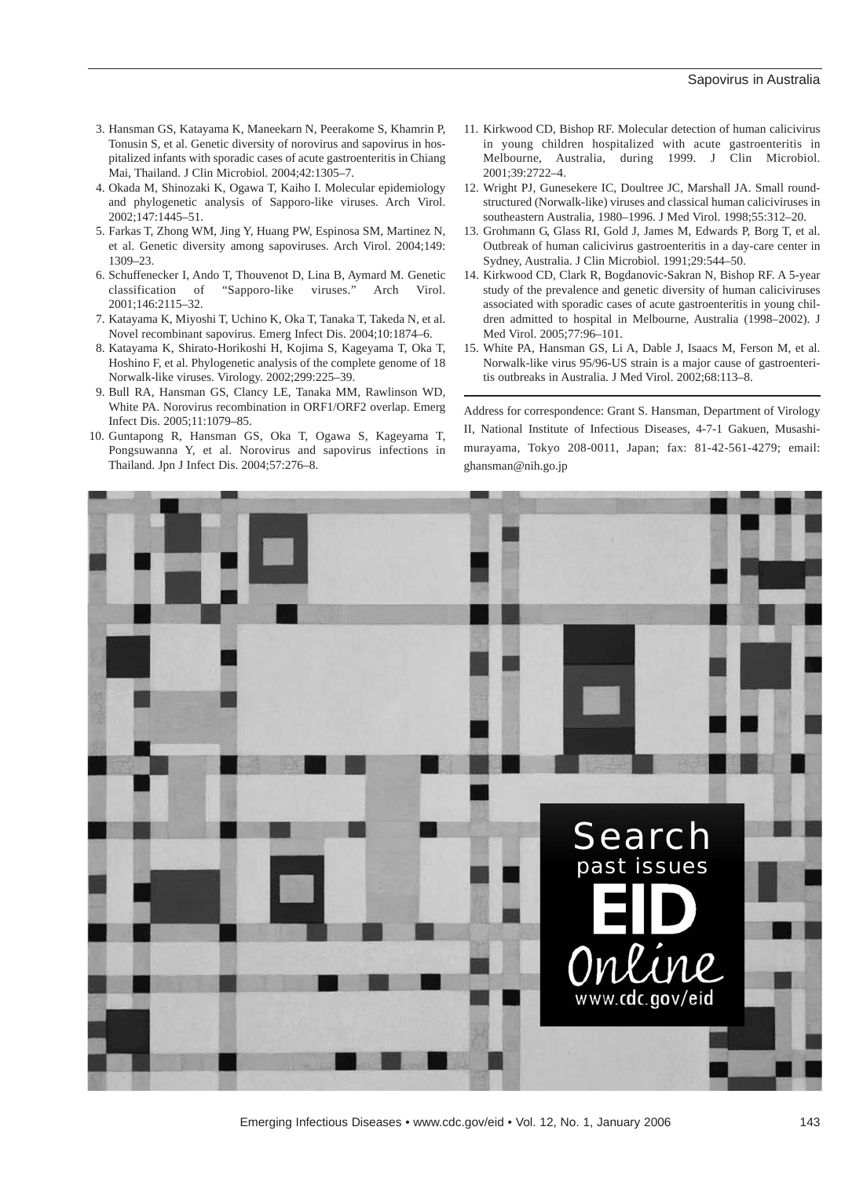3. Hansman GS, Katayama K, Maneekarn N, Peerakome S, Khamrin P, Tonusin S, et al. Genetic diversity of norovirus and sapovirus in hospitalized infants with sporadic cases of acute gastroenteritis in Chiang Mai, Thailand. J Clin Microbiol. 2004;42:1305–7.
4. Okada M, Shinozaki K, Ogawa T, Kaiho I. Molecular epidemiology and phylogenetic analysis of Sapporo-like viruses. Arch Virol. 2002;147:1445–51.
5. Farkas T, Zhong WM, Jing Y, Huang PW, Espinosa SM, Martinez N, et al. Genetic diversity among sapoviruses. Arch Virol. 2004;149:1309–23.
6. Schuffenecker I, Ando T, Thouvenot D, Lina B, Aymard M. Genetic classification of "Sapporo-like viruses." Arch Virol. 2001;146:2115–32.
7. Katayama K, Miyoshi T, Uchino K, Oka T, Tanaka T, Takeda N, et al. Novel recombinant sapovirus. Emerg Infect Dis. 2004;10:1874–6.
8. Katayama K, Shirato-Horikoshi H, Kojima S, Kageyama T, Oka T, Hoshino F, et al. Phylogenetic analysis of the complete genome of 18 Norwalk-like viruses. Virology. 2002;299:225–39.
9. Bull RA, Hansman GS, Clancy LE, Tanaka MM, Rawlinson WD, White PA. Norovirus recombination in ORF1/ORF2 overlap. Emerg Infect Dis. 2005;11:1079–85.
10. Guntapong R, Hansman GS, Oka T, Ogawa S, Kageyama T, Pongsuwanna Y, et al. Norovirus and sapovirus infections in Thailand. Jpn J Infect Dis. 2004;57:276–8.
11. Kirkwood CD, Bishop RF. Molecular detection of human calicivirus in young children hospitalized with acute gastroenteritis in Melbourne, Australia, during 1999. J Clin Microbiol. 2001;39:2722–4.
12. Wright PJ, Gunesekere IC, Doultree JC, Marshall JA. Small round-structured (Norwalk-like) viruses and classical human caliciviruses in southeastern Australia, 1980–1996. J Med Virol. 1998;55:312–20.
13. Grohmann G, Glass RI, Gold J, James M, Edwards P, Borg T, et al. Outbreak of human calicivirus gastroenteritis in a day-care center in Sydney, Australia. J Clin Microbiol. 1991;29:544–50.
14. Kirkwood CD, Clark R, Bogdanovic-Sakran N, Bishop RF. A 5-year study of the prevalence and genetic diversity of human caliciviruses associated with sporadic cases of acute gastroenteritis in young children admitted to hospital in Melbourne, Australia (1998–2002). J Med Virol. 2005;77:96–101.
15. White PA, Hansman GS, Li A, Dable J, Isaacs M, Ferson M, et al. Norwalk-like virus 95/96-US strain is a major cause of gastroenteritis outbreaks in Australia. J Med Virol. 2002;68:113–8.

Address for correspondence: Grant S. Hansman, Department of Virology II, National Institute of Infectious Diseases, 4-7-1 Gakuen, Musashi-murayama, Tokyo 208-0011, Japan; fax: 81-42-561-4279; email: ghansman@nih.go.jp

Search past issues EID Online www.cdc.gov/eid